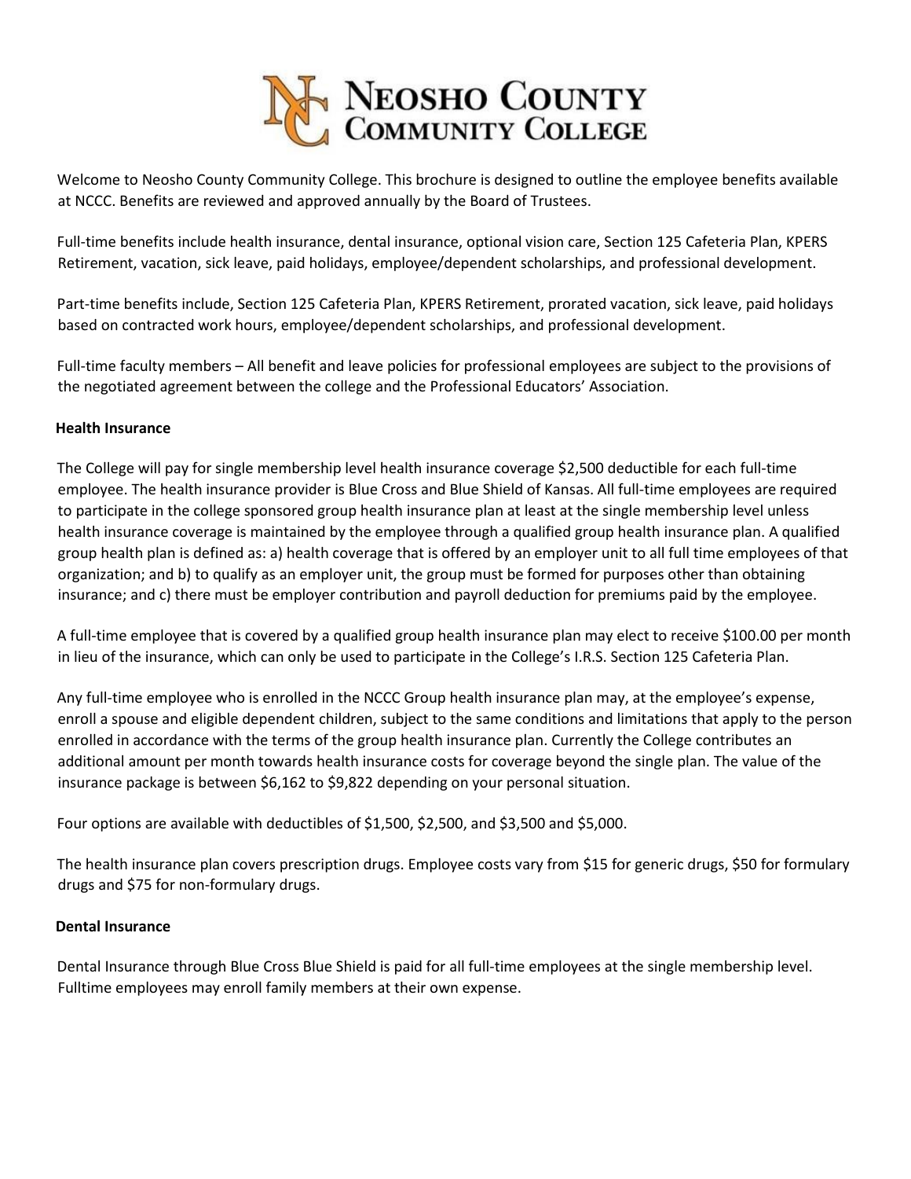# Neosho County Community College

Welcome to Neosho County Community College. This brochure is designed to outline the employee benefits available at NCCC. Benefits are reviewed and approved annually by the Board of Trustees.

Full-time benefits include health insurance, dental insurance, optional vision care, Section 125 Cafeteria Plan, KPERS Retirement, vacation, sick leave, paid holidays, employee/dependent scholarships, and professional development.

Part-time benefits include, Section 125 Cafeteria Plan, KPERS Retirement, prorated vacation, sick leave, paid holidays based on contracted work hours, employee/dependent scholarships, and professional development.

Full-time faculty members – All benefit and leave policies for professional employees are subject to the provisions of the negotiated agreement between the college and the Professional Educators' Association.

## Health Insurance

The College will pay for single membership level health insurance coverage $2,500 deductible for each full-time employee. The health insurance provider is Blue Cross and Blue Shield of Kansas. All full-time employees are required to participate in the college sponsored group health insurance plan at least at the single membership level unless health insurance coverage is maintained by the employee through a qualified group health insurance plan. A qualified group health plan is defined as: a) health coverage that is offered by an employer unit to all full time employees of that organization; and b) to qualify as an employer unit, the group must be formed for purposes other than obtaining insurance; and c) there must be employer contribution and payroll deduction for premiums paid by the employee.

A full-time employee that is covered by a qualified group health insurance plan may elect to receive $100.00 per month in lieu of the insurance, which can only be used to participate in the College's I.R.S. Section 125 Cafeteria Plan.

Any full-time employee who is enrolled in the NCCC Group health insurance plan may, at the employee's expense, enroll a spouse and eligible dependent children, subject to the same conditions and limitations that apply to the person enrolled in accordance with the terms of the group health insurance plan. Currently the College contributes an additional amount per month towards health insurance costs for coverage beyond the single plan. The value of the insurance package is between $6,162 to $9,822 depending on your personal situation.

Four options are available with deductibles of $1,500, $2,500, and $3,500 and $5,000.

The health insurance plan covers prescription drugs. Employee costs vary from $15 for generic drugs, $50 for formulary drugs and $75 for non-formulary drugs.

## Dental Insurance

Dental Insurance through Blue Cross Blue Shield is paid for all full-time employees at the single membership level. Fulltime employees may enroll family members at their own expense.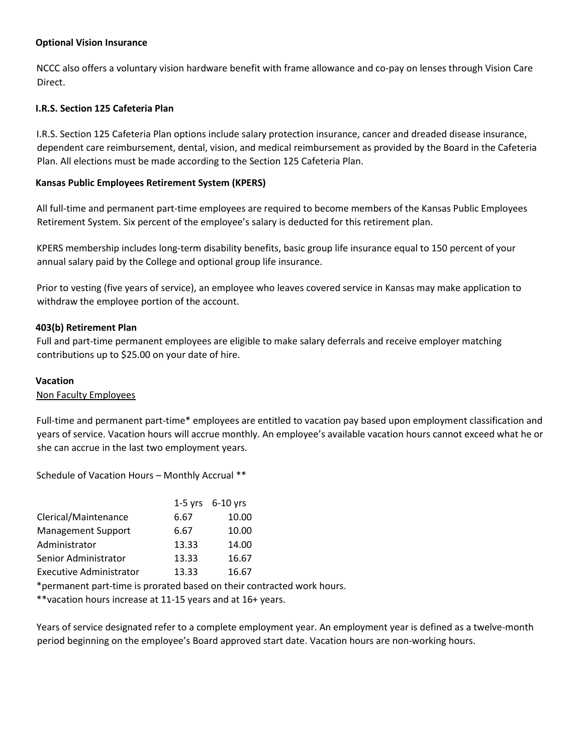**Optional Vision Insurance**

NCCC also offers a voluntary vision hardware benefit with frame allowance and co-pay on lenses through Vision Care Direct.

**I.R.S. Section 125 Cafeteria Plan**

I.R.S. Section 125 Cafeteria Plan options include salary protection insurance, cancer and dreaded disease insurance, dependent care reimbursement, dental, vision, and medical reimbursement as provided by the Board in the Cafeteria Plan. All elections must be made according to the Section 125 Cafeteria Plan.

**Kansas Public Employees Retirement System (KPERS)**

All full-time and permanent part-time employees are required to become members of the Kansas Public Employees Retirement System. Six percent of the employee's salary is deducted for this retirement plan.

KPERS membership includes long-term disability benefits, basic group life insurance equal to 150 percent of your annual salary paid by the College and optional group life insurance.

Prior to vesting (five years of service), an employee who leaves covered service in Kansas may make application to withdraw the employee portion of the account.

**403(b) Retirement Plan**

Full and part-time permanent employees are eligible to make salary deferrals and receive employer matching contributions up to $25.00 on your date of hire.

**Vacation**

Non Faculty Employees

Full-time and permanent part-time* employees are entitled to vacation pay based upon employment classification and years of service. Vacation hours will accrue monthly. An employee's available vacation hours cannot exceed what he or she can accrue in the last two employment years.

Schedule of Vacation Hours – Monthly Accrual **

| | 1-5 yrs | 6-10 yrs |
|---|---|---|
| Clerical/Maintenance | 6.67 | 10.00 |
| Management Support | 6.67 | 10.00 |
| Administrator | 13.33 | 14.00 |
| Senior Administrator | 13.33 | 16.67 |
| Executive Administrator | 13.33 | 16.67 |

*permanent part-time is prorated based on their contracted work hours.

**vacation hours increase at 11-15 years and at 16+ years.

Years of service designated refer to a complete employment year. An employment year is defined as a twelve-month period beginning on the employee's Board approved start date. Vacation hours are non-working hours.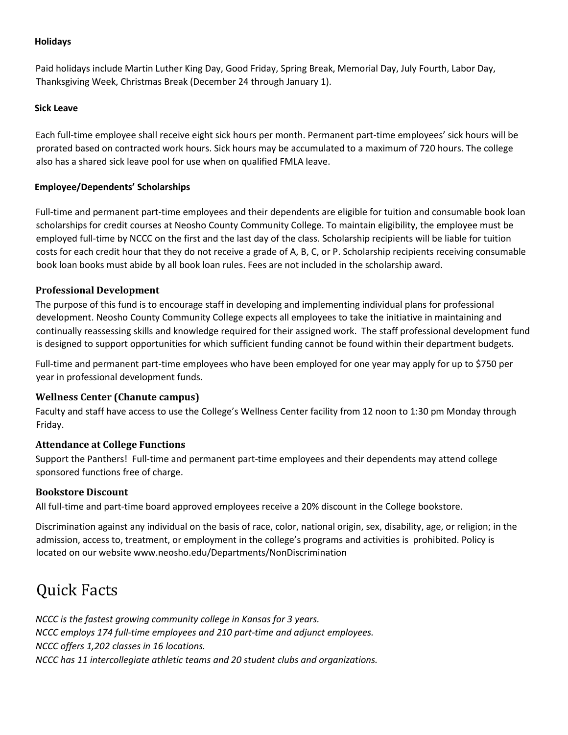### Holidays

Paid holidays include Martin Luther King Day, Good Friday, Spring Break, Memorial Day, July Fourth, Labor Day, Thanksgiving Week, Christmas Break (December 24 through January 1).

### Sick Leave

Each full-time employee shall receive eight sick hours per month. Permanent part-time employees' sick hours will be prorated based on contracted work hours. Sick hours may be accumulated to a maximum of 720 hours. The college also has a shared sick leave pool for use when on qualified FMLA leave.

### Employee/Dependents' Scholarships

Full-time and permanent part-time employees and their dependents are eligible for tuition and consumable book loan scholarships for credit courses at Neosho County Community College. To maintain eligibility, the employee must be employed full-time by NCCC on the first and the last day of the class. Scholarship recipients will be liable for tuition costs for each credit hour that they do not receive a grade of A, B, C, or P. Scholarship recipients receiving consumable book loan books must abide by all book loan rules. Fees are not included in the scholarship award.

### Professional Development

The purpose of this fund is to encourage staff in developing and implementing individual plans for professional development. Neosho County Community College expects all employees to take the initiative in maintaining and continually reassessing skills and knowledge required for their assigned work. The staff professional development fund is designed to support opportunities for which sufficient funding cannot be found within their department budgets.

Full-time and permanent part-time employees who have been employed for one year may apply for up to $750 per year in professional development funds.

### Wellness Center (Chanute campus)

Faculty and staff have access to use the College's Wellness Center facility from 12 noon to 1:30 pm Monday through Friday.

### Attendance at College Functions

Support the Panthers! Full-time and permanent part-time employees and their dependents may attend college sponsored functions free of charge.

### Bookstore Discount

All full-time and part-time board approved employees receive a 20% discount in the College bookstore.

Discrimination against any individual on the basis of race, color, national origin, sex, disability, age, or religion; in the admission, access to, treatment, or employment in the college's programs and activities is prohibited. Policy is located on our website www.neosho.edu/Departments/NonDiscrimination

# Quick Facts

*NCCC is the fastest growing community college in Kansas for 3 years.*
*NCCC employs 174 full-time employees and 210 part-time and adjunct employees.*
*NCCC offers 1,202 classes in 16 locations.*
*NCCC has 11 intercollegiate athletic teams and 20 student clubs and organizations.*